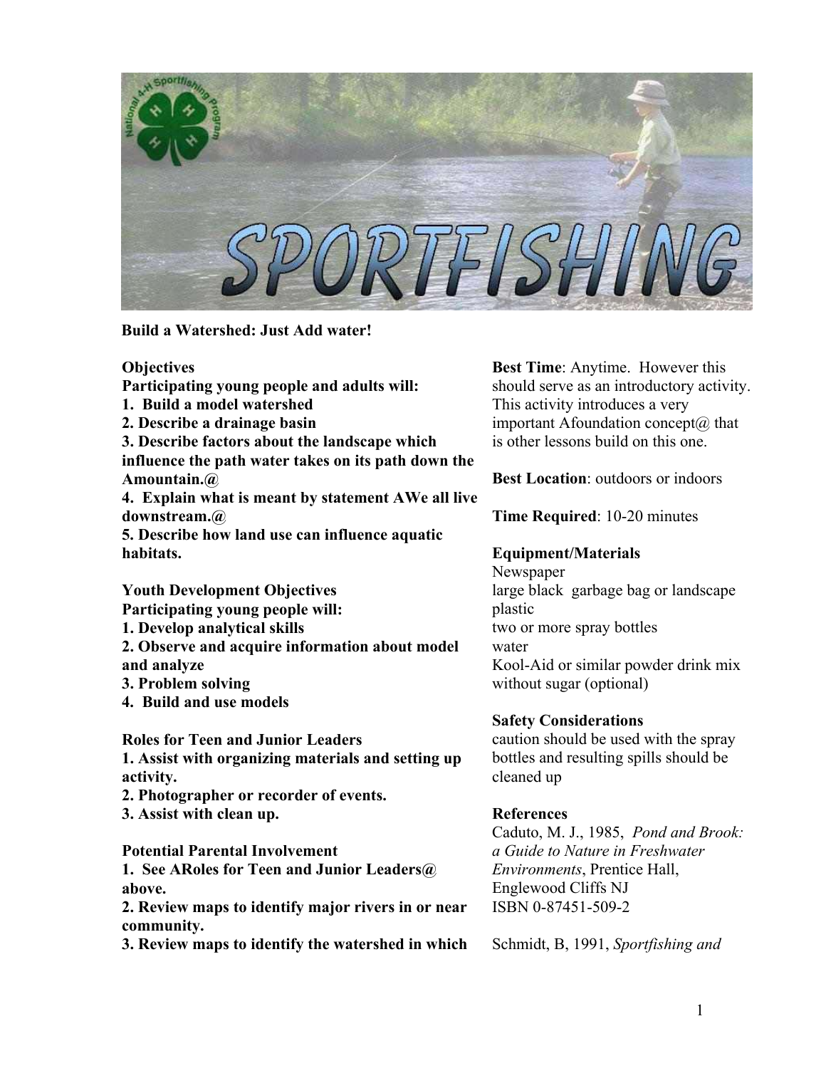**Build a Watershed: Just Add water!**

**Objectives**

**Participating young people and adults will:**

1. **Build a model watershed**
2. **Describe a drainage basin**
3. **Describe factors about the landscape which influence the path water takes on its path down the Amountain.@**
4. **Explain what is meant by statement AWe all live downstream.@**
5. **Describe how land use can influence aquatic habitats.**

**Youth Development Objectives**

**Participating young people will:**

1. **Develop analytical skills**
2. **Observe and acquire information about model and analyze**
3. **Problem solving**
4. **Build and use models**

**Roles for Teen and Junior Leaders**

1. **Assist with organizing materials and setting up activity.**
2. **Photographer or recorder of events.**
3. **Assist with clean up.**

**Potential Parental Involvement**

1. **See ARoles for Teen and Junior Leaders@ above.**
2. **Review maps to identify major rivers in or near community.**
3. **Review maps to identify the watershed in which**

**Best Time**: Anytime. However this should serve as an introductory activity. This activity introduces a very important Afoundation concept@ that is other lessons build on this one.

**Best Location**: outdoors or indoors

**Time Required**: 10-20 minutes

**Equipment/Materials**

Newspaper
large black garbage bag or landscape plastic
two or more spray bottles
water
Kool-Aid or similar powder drink mix without sugar (optional)

**Safety Considerations**

caution should be used with the spray bottles and resulting spills should be cleaned up

**References**

Caduto, M. J., 1985, *Pond and Brook: a Guide to Nature in Freshwater Environments*, Prentice Hall, Englewood Cliffs NJ ISBN 0-87451-509-2

Schmidt, B, 1991, *Sportfishing and*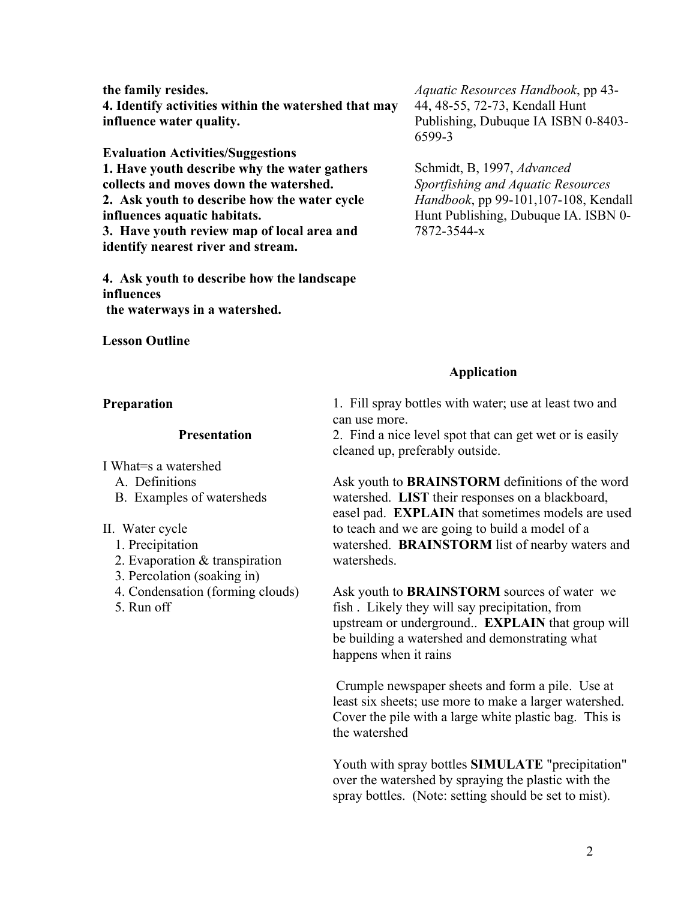**the family resides.**
**4. Identify activities within the watershed that may influence water quality.**

*Aquatic Resources Handbook*, pp 43-44, 48-55, 72-73, Kendall Hunt Publishing, Dubuque IA ISBN 0-8403-6599-3

Schmidt, B, 1997, *Advanced Sportfishing and Aquatic Resources Handbook*, pp 99-101,107-108, Kendall Hunt Publishing, Dubuque IA. ISBN 0-7872-3544-x

**Evaluation Activities/Suggestions**
**1. Have youth describe why the water gathers collects and moves down the watershed.**
**2. Ask youth to describe how the water cycle influences aquatic habitats.**
**3. Have youth review map of local area and identify nearest river and stream.**

**4. Ask youth to describe how the landscape influences the waterways in a watershed.**

**Lesson Outline**

**Application**

**Preparation**

1. Fill spray bottles with water; use at least two and can use more.
2. Find a nice level spot that can get wet or is easily cleaned up, preferably outside.

**Presentation**

I What=s a watershed
   A. Definitions
   B. Examples of watersheds

II. Water cycle
   1. Precipitation
   2. Evaporation & transpiration
   3. Percolation (soaking in)
   4. Condensation (forming clouds)
   5. Run off

Ask youth to **BRAINSTORM** definitions of the word watershed. **LIST** their responses on a blackboard, easel pad. **EXPLAIN** that sometimes models are used to teach and we are going to build a model of a watershed. **BRAINSTORM** list of nearby waters and watersheds.

Ask youth to **BRAINSTORM** sources of water we fish . Likely they will say precipitation, from upstream or underground.. **EXPLAIN** that group will be building a watershed and demonstrating what happens when it rains

Crumple newspaper sheets and form a pile. Use at least six sheets; use more to make a larger watershed. Cover the pile with a large white plastic bag. This is the watershed

Youth with spray bottles **SIMULATE** "precipitation" over the watershed by spraying the plastic with the spray bottles. (Note: setting should be set to mist).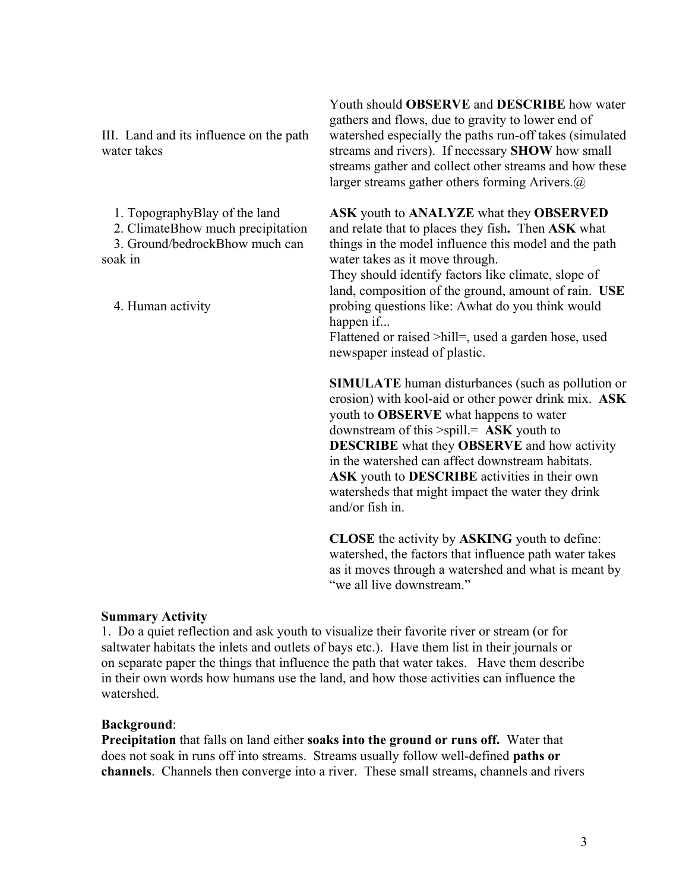| | |
|---|---|
| III. Land and its influence on the path water takes | Youth should **OBSERVE** and **DESCRIBE** how water gathers and flows, due to gravity to lower end of watershed especially the paths run-off takes (simulated streams and rivers). If necessary **SHOW** how small streams gather and collect other streams and how these larger streams gather others forming Arivers.@ |
| 1. TopographyBlay of the land<br>2. ClimateBhow much precipitation<br>3. Ground/bedrockBhow much can soak in<br><br>4. Human activity | **ASK** youth to **ANALYZE** what they **OBSERVED** and relate that to places they fish**.** Then **ASK** what things in the model influence this model and the path water takes as it move through.<br>They should identify factors like climate, slope of land, composition of the ground, amount of rain. **USE** probing questions like: Awhat do you think would happen if...<br>Flattened or raised >hill=, used a garden hose, used newspaper instead of plastic. |
| | **SIMULATE** human disturbances (such as pollution or erosion) with kool-aid or other power drink mix. **ASK** youth to **OBSERVE** what happens to water downstream of this >spill.= **ASK** youth to **DESCRIBE** what they **OBSERVE** and how activity in the watershed can affect downstream habitats. **ASK** youth to **DESCRIBE** activities in their own watersheds that might impact the water they drink and/or fish in. |
| | **CLOSE** the activity by **ASKING** youth to define: watershed, the factors that influence path water takes as it moves through a watershed and what is meant by "we all live downstream." |

**Summary Activity**

1. Do a quiet reflection and ask youth to visualize their favorite river or stream (or for saltwater habitats the inlets and outlets of bays etc.). Have them list in their journals or on separate paper the things that influence the path that water takes. Have them describe in their own words how humans use the land, and how those activities can influence the watershed.

**Background**:

**Precipitation** that falls on land either **soaks into the ground or runs off.** Water that does not soak in runs off into streams. Streams usually follow well-defined **paths or channels**. Channels then converge into a river. These small streams, channels and rivers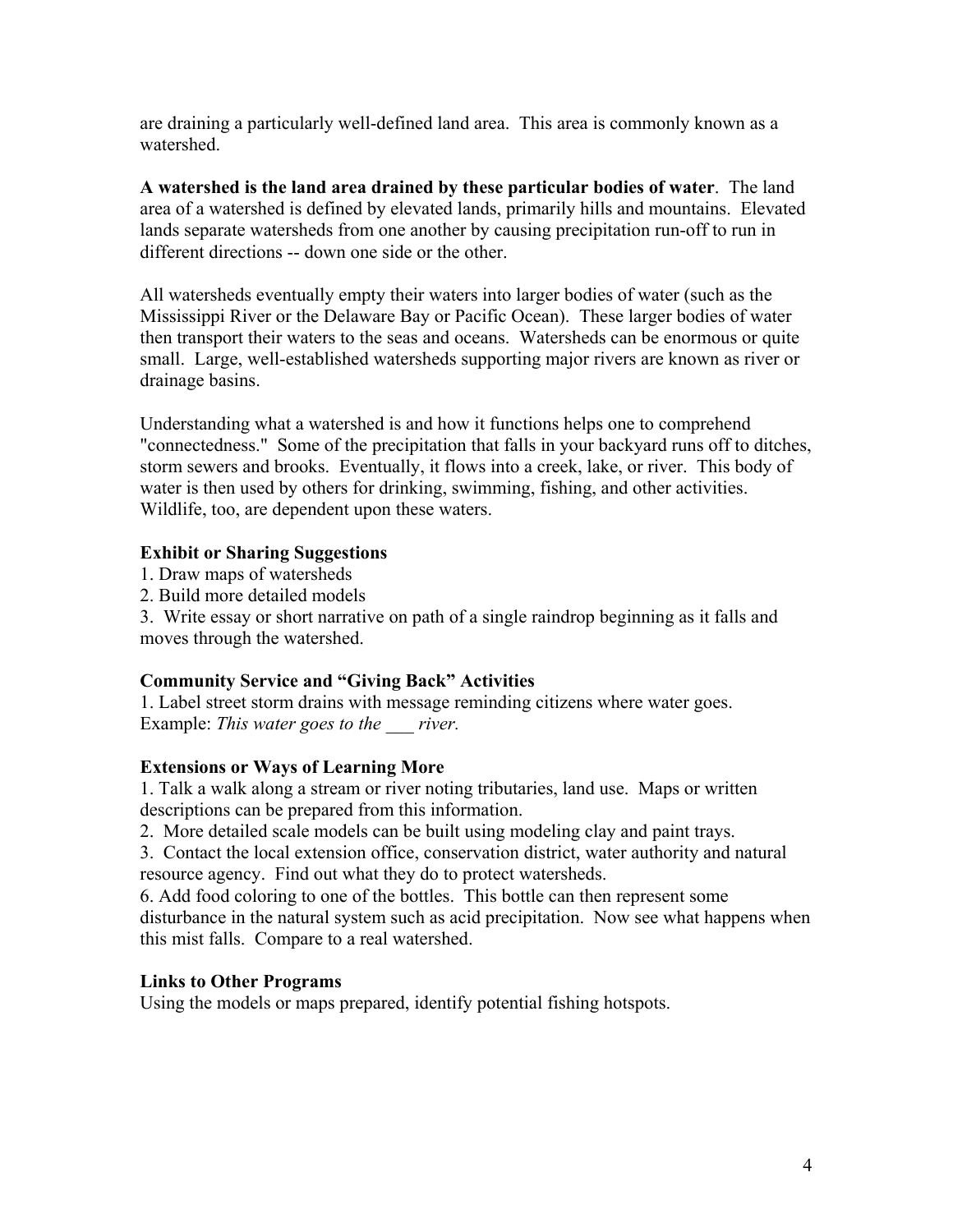are draining a particularly well-defined land area. This area is commonly known as a watershed.

**A watershed is the land area drained by these particular bodies of water**. The land area of a watershed is defined by elevated lands, primarily hills and mountains. Elevated lands separate watersheds from one another by causing precipitation run-off to run in different directions -- down one side or the other.

All watersheds eventually empty their waters into larger bodies of water (such as the Mississippi River or the Delaware Bay or Pacific Ocean). These larger bodies of water then transport their waters to the seas and oceans. Watersheds can be enormous or quite small. Large, well-established watersheds supporting major rivers are known as river or drainage basins.

Understanding what a watershed is and how it functions helps one to comprehend "connectedness." Some of the precipitation that falls in your backyard runs off to ditches, storm sewers and brooks. Eventually, it flows into a creek, lake, or river. This body of water is then used by others for drinking, swimming, fishing, and other activities. Wildlife, too, are dependent upon these waters.

**Exhibit or Sharing Suggestions**

1. Draw maps of watersheds
2. Build more detailed models
3. Write essay or short narrative on path of a single raindrop beginning as it falls and moves through the watershed.

**Community Service and "Giving Back" Activities**

1. Label street storm drains with message reminding citizens where water goes. Example: *This water goes to the ___ river.*

**Extensions or Ways of Learning More**

1. Talk a walk along a stream or river noting tributaries, land use. Maps or written descriptions can be prepared from this information.
2. More detailed scale models can be built using modeling clay and paint trays.
3. Contact the local extension office, conservation district, water authority and natural resource agency. Find out what they do to protect watersheds.

6. Add food coloring to one of the bottles. This bottle can then represent some disturbance in the natural system such as acid precipitation. Now see what happens when this mist falls. Compare to a real watershed.

**Links to Other Programs**

Using the models or maps prepared, identify potential fishing hotspots.